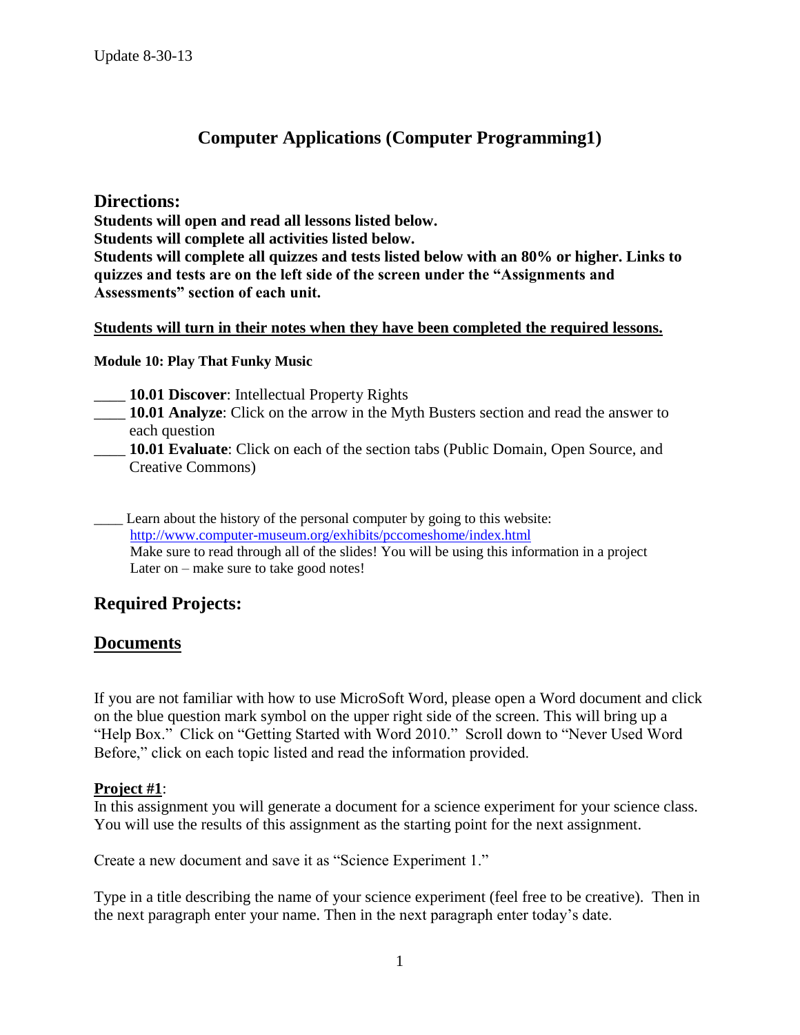Update 8-30-13

# Computer Applications (Computer Programming1)

## Directions:

**Students will open and read all lessons listed below.**
**Students will complete all activities listed below.**
**Students will complete all quizzes and tests listed below with an 80% or higher. Links to quizzes and tests are on the left side of the screen under the "Assignments and Assessments" section of each unit.**

**Students will turn in their notes when they have been completed the required lessons.**

**Module 10: Play That Funky Music**

____ **10.01 Discover**: Intellectual Property Rights
____ **10.01 Analyze**: Click on the arrow in the Myth Busters section and read the answer to each question
____ **10.01 Evaluate**: Click on each of the section tabs (Public Domain, Open Source, and Creative Commons)

____ Learn about the history of the personal computer by going to this website: http://www.computer-museum.org/exhibits/pccomeshome/index.html
Make sure to read through all of the slides! You will be using this information in a project Later on – make sure to take good notes!

## Required Projects:

## Documents

If you are not familiar with how to use MicroSoft Word, please open a Word document and click on the blue question mark symbol on the upper right side of the screen. This will bring up a "Help Box." Click on "Getting Started with Word 2010." Scroll down to "Never Used Word Before," click on each topic listed and read the information provided.

**Project #1**:
In this assignment you will generate a document for a science experiment for your science class. You will use the results of this assignment as the starting point for the next assignment.

Create a new document and save it as "Science Experiment 1."

Type in a title describing the name of your science experiment (feel free to be creative). Then in the next paragraph enter your name. Then in the next paragraph enter today's date.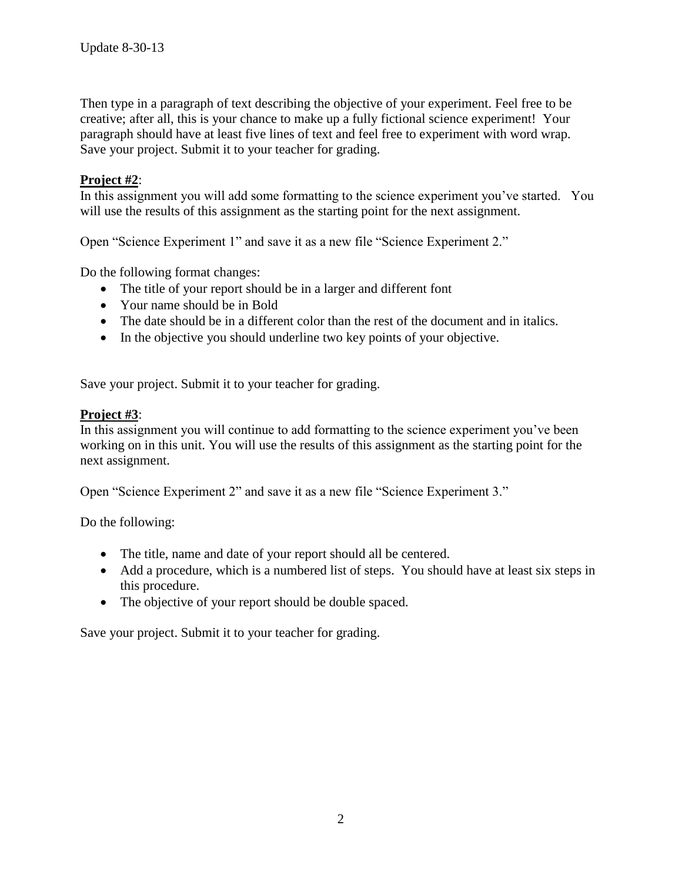Then type in a paragraph of text describing the objective of your experiment. Feel free to be creative; after all, this is your chance to make up a fully fictional science experiment! Your paragraph should have at least five lines of text and feel free to experiment with word wrap. Save your project. Submit it to your teacher for grading.

**Project #2**:

In this assignment you will add some formatting to the science experiment you've started. You will use the results of this assignment as the starting point for the next assignment.

Open "Science Experiment 1" and save it as a new file "Science Experiment 2."

Do the following format changes:

- The title of your report should be in a larger and different font
- Your name should be in Bold
- The date should be in a different color than the rest of the document and in italics.
- In the objective you should underline two key points of your objective.

Save your project. Submit it to your teacher for grading.

**Project #3**:

In this assignment you will continue to add formatting to the science experiment you've been working on in this unit. You will use the results of this assignment as the starting point for the next assignment.

Open "Science Experiment 2" and save it as a new file "Science Experiment 3."

Do the following:

- The title, name and date of your report should all be centered.
- Add a procedure, which is a numbered list of steps. You should have at least six steps in this procedure.
- The objective of your report should be double spaced.

Save your project. Submit it to your teacher for grading.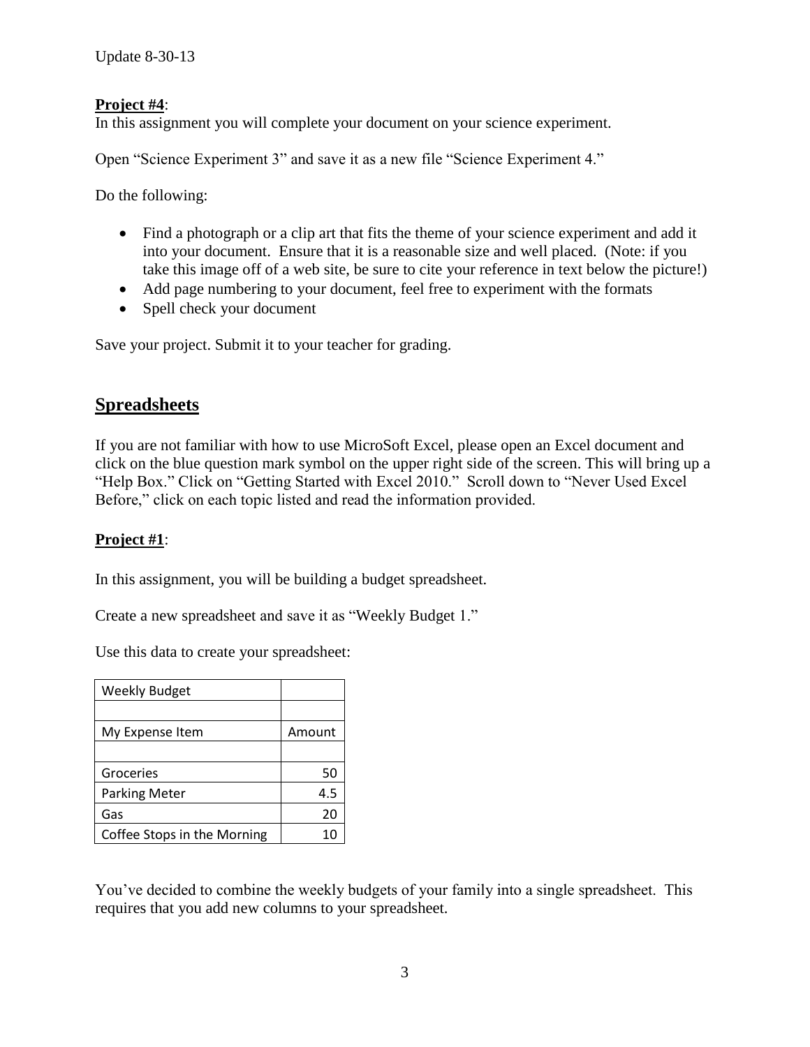**Project #4**:

In this assignment you will complete your document on your science experiment.

Open "Science Experiment 3" and save it as a new file "Science Experiment 4."

Do the following:

- Find a photograph or a clip art that fits the theme of your science experiment and add it into your document. Ensure that it is a reasonable size and well placed. (Note: if you take this image off of a web site, be sure to cite your reference in text below the picture!)
- Add page numbering to your document, feel free to experiment with the formats
- Spell check your document

Save your project. Submit it to your teacher for grading.

## Spreadsheets

If you are not familiar with how to use MicroSoft Excel, please open an Excel document and click on the blue question mark symbol on the upper right side of the screen. This will bring up a "Help Box." Click on "Getting Started with Excel 2010." Scroll down to "Never Used Excel Before," click on each topic listed and read the information provided.

**Project #1**:

In this assignment, you will be building a budget spreadsheet.

Create a new spreadsheet and save it as "Weekly Budget 1."

Use this data to create your spreadsheet:

| Weekly Budget | |
|---|---|
| | |
| My Expense Item | Amount |
| | |
| Groceries | 50 |
| Parking Meter | 4.5 |
| Gas | 20 |
| Coffee Stops in the Morning | 10 |

You've decided to combine the weekly budgets of your family into a single spreadsheet. This requires that you add new columns to your spreadsheet.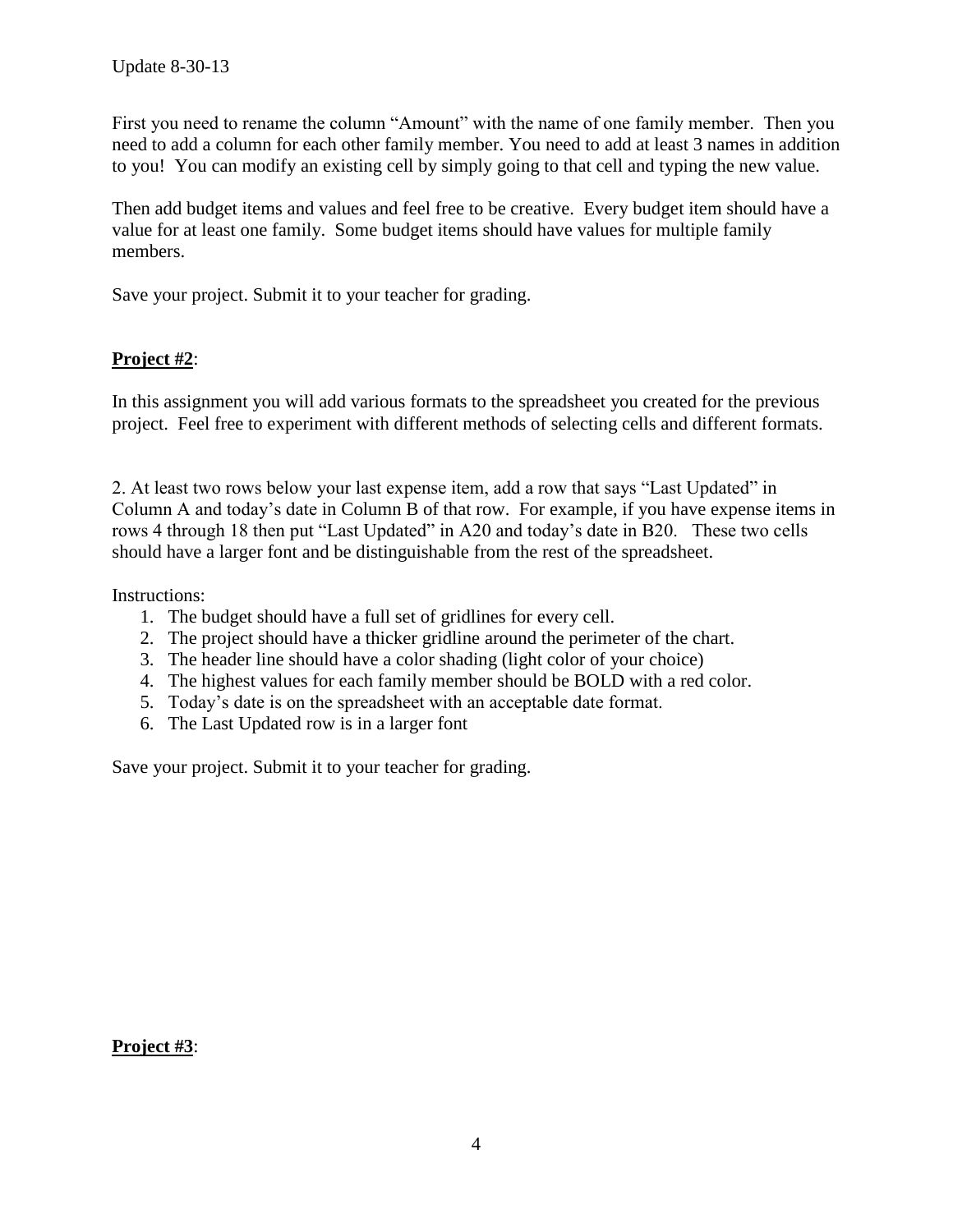First you need to rename the column "Amount" with the name of one family member. Then you need to add a column for each other family member. You need to add at least 3 names in addition to you! You can modify an existing cell by simply going to that cell and typing the new value.

Then add budget items and values and feel free to be creative. Every budget item should have a value for at least one family. Some budget items should have values for multiple family members.

Save your project. Submit it to your teacher for grading.

## **Project #2**:

In this assignment you will add various formats to the spreadsheet you created for the previous project. Feel free to experiment with different methods of selecting cells and different formats.

2. At least two rows below your last expense item, add a row that says "Last Updated" in Column A and today's date in Column B of that row. For example, if you have expense items in rows 4 through 18 then put "Last Updated" in A20 and today's date in B20. These two cells should have a larger font and be distinguishable from the rest of the spreadsheet.

Instructions:

1. The budget should have a full set of gridlines for every cell.
2. The project should have a thicker gridline around the perimeter of the chart.
3. The header line should have a color shading (light color of your choice)
4. The highest values for each family member should be BOLD with a red color.
5. Today's date is on the spreadsheet with an acceptable date format.
6. The Last Updated row is in a larger font

Save your project. Submit it to your teacher for grading.

## **Project #3**: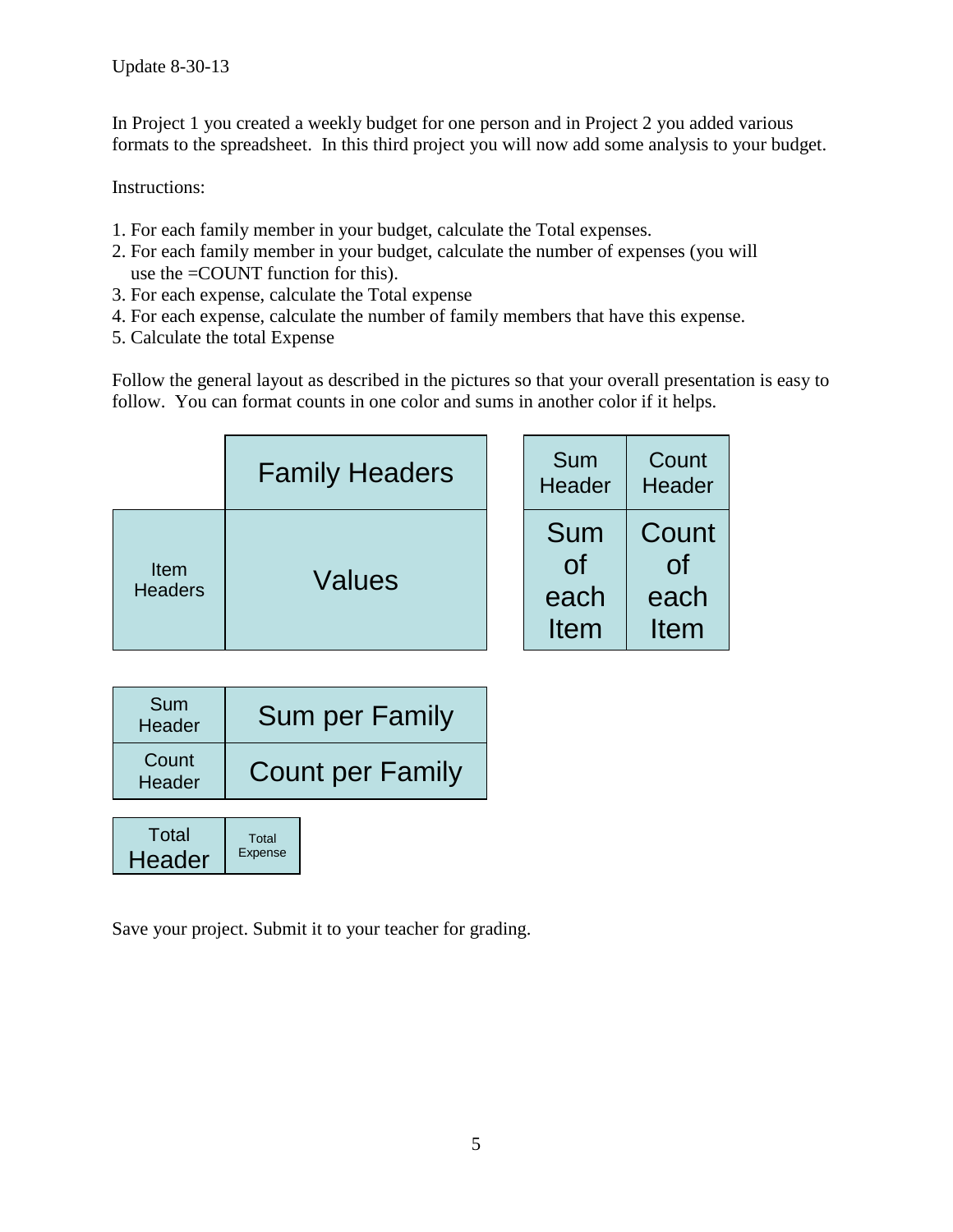Update 8-30-13

In Project 1 you created a weekly budget for one person and in Project 2 you added various formats to the spreadsheet. In this third project you will now add some analysis to your budget.

Instructions:

1. For each family member in your budget, calculate the Total expenses.
2. For each family member in your budget, calculate the number of expenses (you will use the =COUNT function for this).
3. For each expense, calculate the Total expense
4. For each expense, calculate the number of family members that have this expense.
5. Calculate the total Expense

Follow the general layout as described in the pictures so that your overall presentation is easy to follow. You can format counts in one color and sums in another color if it helps.

| | Family Headers | | Sum Header | Count Header |
|---|---|---|---|---|
| Item Headers | Values | | Sum of each Item | Count of each Item |

| Sum Header | Sum per Family |
|---|---|
| Count Header | Count per Family |

| Total Header | Total Expense |
|---|---|

Save your project. Submit it to your teacher for grading.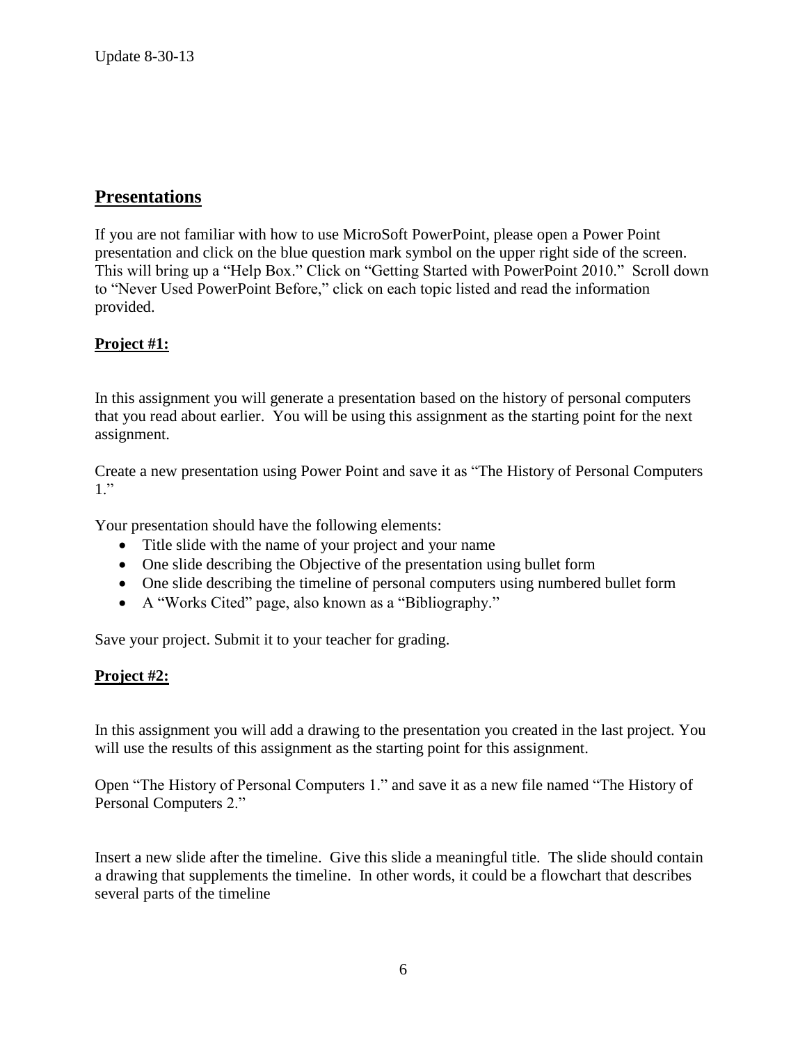Update 8-30-13

## Presentations

If you are not familiar with how to use MicroSoft PowerPoint, please open a Power Point presentation and click on the blue question mark symbol on the upper right side of the screen. This will bring up a "Help Box." Click on "Getting Started with PowerPoint 2010." Scroll down to "Never Used PowerPoint Before," click on each topic listed and read the information provided.

### Project #1:

In this assignment you will generate a presentation based on the history of personal computers that you read about earlier. You will be using this assignment as the starting point for the next assignment.

Create a new presentation using Power Point and save it as "The History of Personal Computers 1."

Your presentation should have the following elements:

- Title slide with the name of your project and your name
- One slide describing the Objective of the presentation using bullet form
- One slide describing the timeline of personal computers using numbered bullet form
- A "Works Cited" page, also known as a "Bibliography."

Save your project. Submit it to your teacher for grading.

### Project #2:

In this assignment you will add a drawing to the presentation you created in the last project. You will use the results of this assignment as the starting point for this assignment.

Open "The History of Personal Computers 1." and save it as a new file named "The History of Personal Computers 2."

Insert a new slide after the timeline. Give this slide a meaningful title. The slide should contain a drawing that supplements the timeline. In other words, it could be a flowchart that describes several parts of the timeline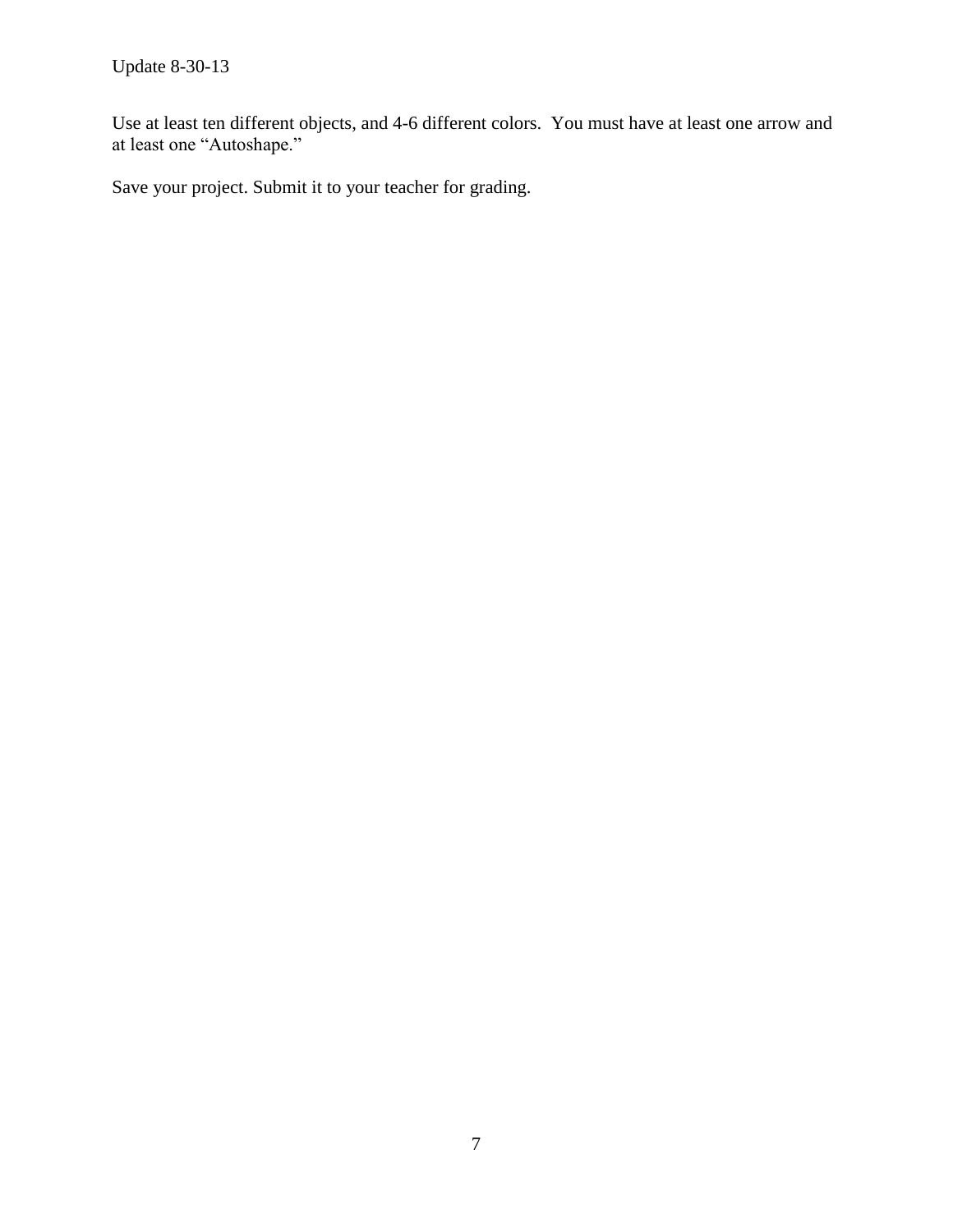Use at least ten different objects, and 4-6 different colors.  You must have at least one arrow and at least one "Autoshape."

Save your project. Submit it to your teacher for grading.